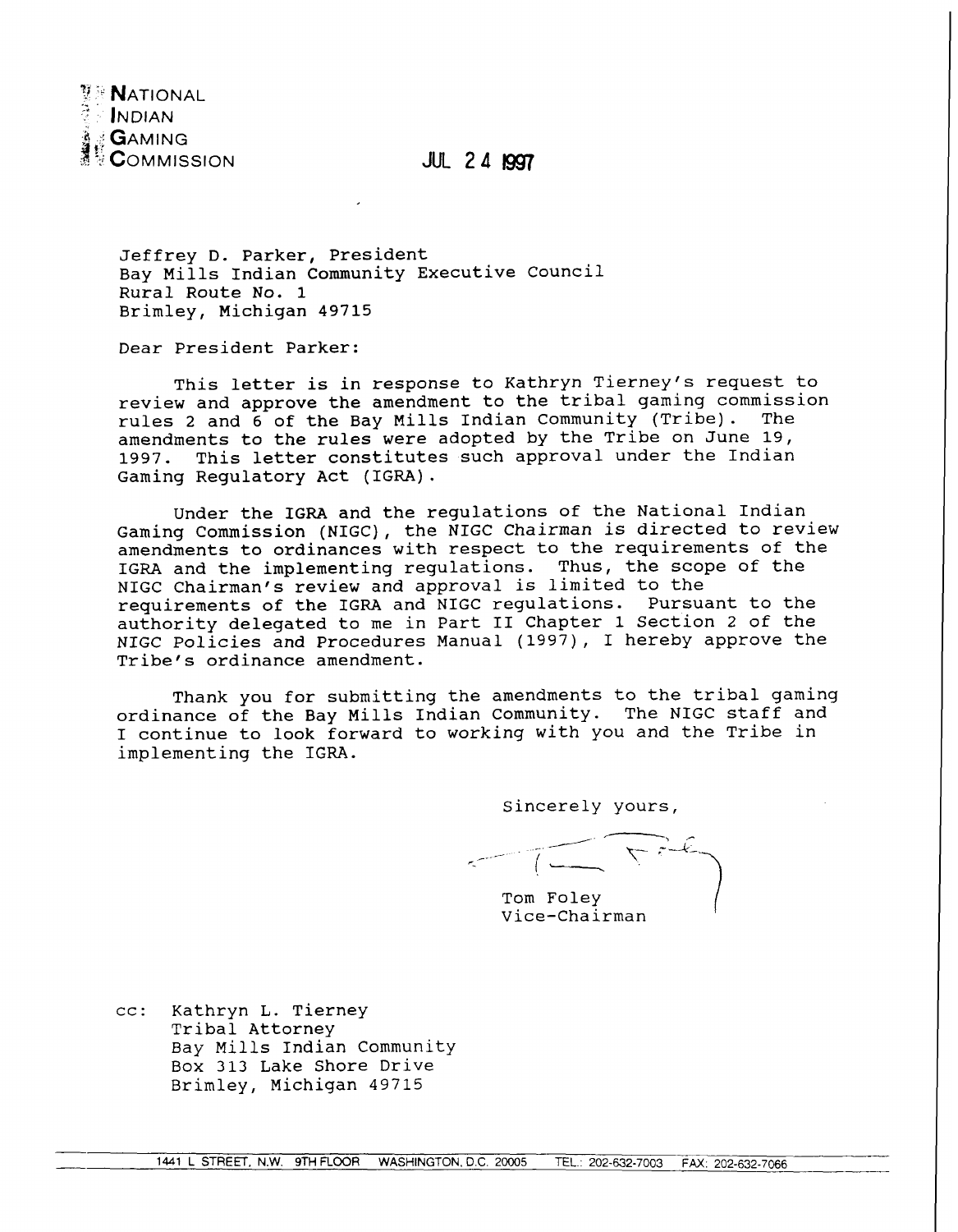**NATIONAL**
**INDIAN**
**GAMING**
**COMMISSION**

JUL 24 1997

Jeffrey D. Parker, President
Bay Mills Indian Community Executive Council
Rural Route No. 1
Brimley, Michigan 49715

Dear President Parker:

This letter is in response to Kathryn Tierney's request to review and approve the amendment to the tribal gaming commission rules 2 and 6 of the Bay Mills Indian Community (Tribe). The amendments to the rules were adopted by the Tribe on June 19, 1997. This letter constitutes such approval under the Indian Gaming Regulatory Act (IGRA).

Under the IGRA and the regulations of the National Indian Gaming Commission (NIGC), the NIGC Chairman is directed to review amendments to ordinances with respect to the requirements of the IGRA and the implementing regulations. Thus, the scope of the NIGC Chairman's review and approval is limited to the requirements of the IGRA and NIGC regulations. Pursuant to the authority delegated to me in Part II Chapter 1 Section 2 of the NIGC Policies and Procedures Manual (1997), I hereby approve the Tribe's ordinance amendment.

Thank you for submitting the amendments to the tribal gaming ordinance of the Bay Mills Indian Community. The NIGC staff and I continue to look forward to working with you and the Tribe in implementing the IGRA.

Sincerely yours,

Tom Foley
Vice-Chairman

cc: Kathryn L. Tierney
Tribal Attorney
Bay Mills Indian Community
Box 313 Lake Shore Drive
Brimley, Michigan 49715

1441 L STREET, N.W. 9TH FLOOR WASHINGTON, D.C. 20005 TEL.: 202-632-7003 FAX: 202-632-7066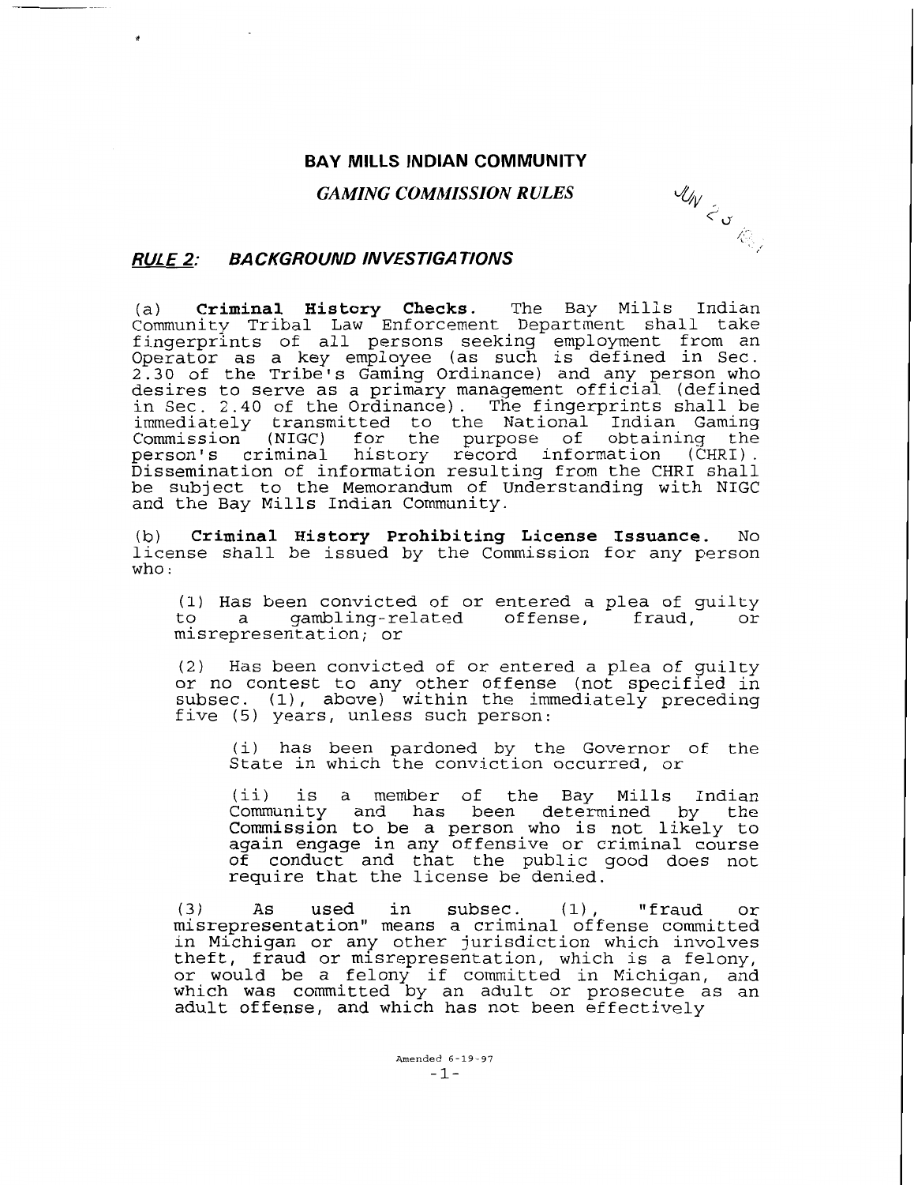# BAY MILLS INDIAN COMMUNITY

## *GAMING COMMISSION RULES*

### ***RULE 2: BACKGROUND INVESTIGATIONS***

(a) **Criminal History Checks.** The Bay Mills Indian Community Tribal Law Enforcement Department shall take fingerprints of all persons seeking employment from an Operator as a key employee (as such is defined in Sec. 2.30 of the Tribe's Gaming Ordinance) and any person who desires to serve as a primary management official (defined in Sec. 2.40 of the Ordinance). The fingerprints shall be immediately transmitted to the National Indian Gaming Commission (NIGC) for the purpose of obtaining the person's criminal history record information (CHRI). Dissemination of information resulting from the CHRI shall be subject to the Memorandum of Understanding with NIGC and the Bay Mills Indian Community.

(b) **Criminal History Prohibiting License Issuance.** No license shall be issued by the Commission for any person who:

(1) Has been convicted of or entered a plea of guilty to a gambling-related offense, fraud, or misrepresentation; or

(2) Has been convicted of or entered a plea of guilty or no contest to any other offense (not specified in subsec. (1), above) within the immediately preceding five (5) years, unless such person:

(i) has been pardoned by the Governor of the State in which the conviction occurred, or

(ii) is a member of the Bay Mills Indian Community and has been determined by the Commission to be a person who is not likely to again engage in any offensive or criminal course of conduct and that the public good does not require that the license be denied.

(3) As used in subsec. (1), "fraud or misrepresentation" means a criminal offense committed in Michigan or any other jurisdiction which involves theft, fraud or misrepresentation, which is a felony, or would be a felony if committed in Michigan, and which was committed by an adult or prosecute as an adult offense, and which has not been effectively

Amended 6-19-97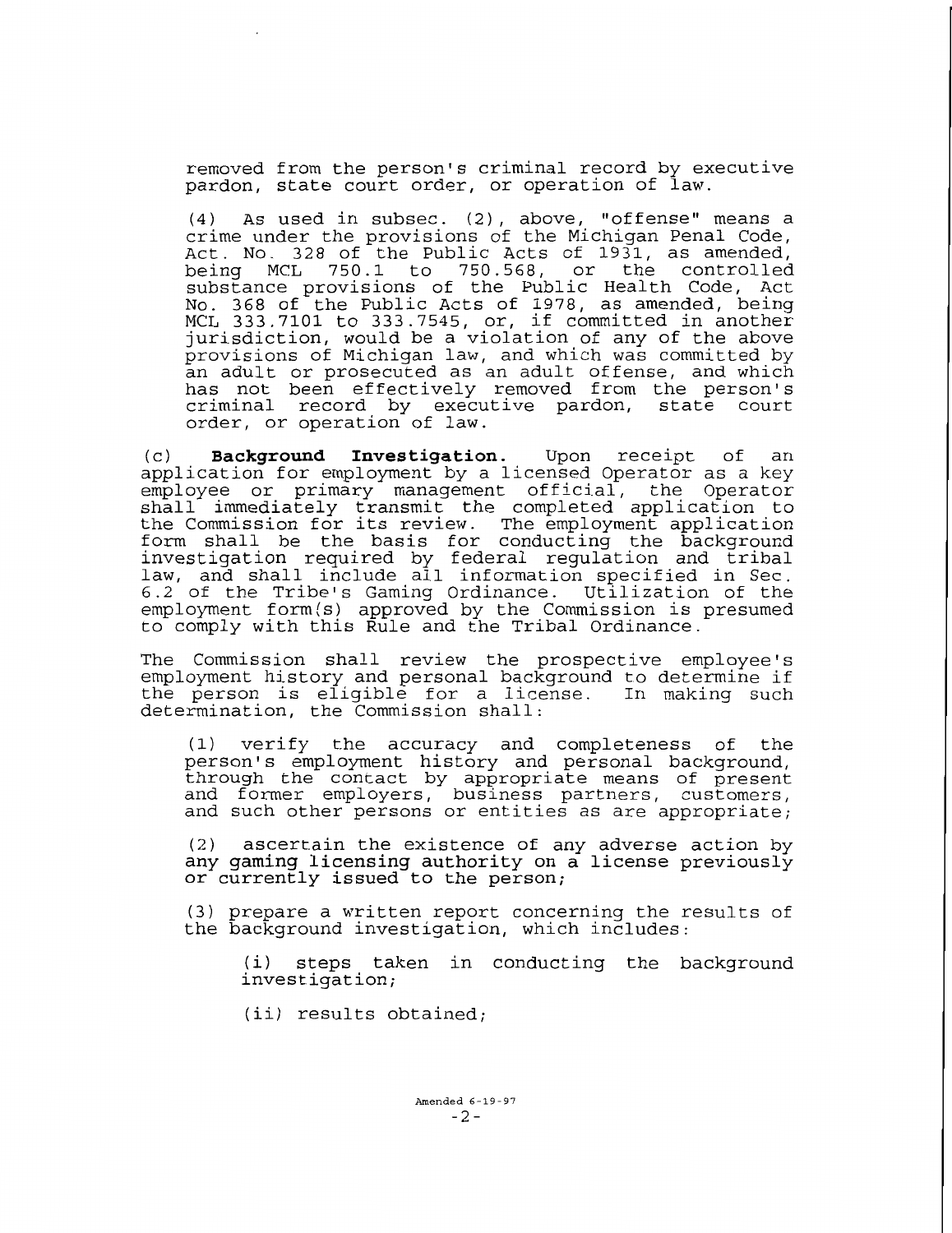removed from the person's criminal record by executive pardon, state court order, or operation of law.

(4) As used in subsec. (2), above, "offense" means a crime under the provisions of the Michigan Penal Code, Act. No. 328 of the Public Acts of 1931, as amended, being MCL 750.1 to 750.568, or the controlled substance provisions of the Public Health Code, Act No. 368 of the Public Acts of 1978, as amended, being MCL 333.7101 to 333.7545, or, if committed in another jurisdiction, would be a violation of any of the above provisions of Michigan law, and which was committed by an adult or prosecuted as an adult offense, and which has not been effectively removed from the person's criminal record by executive pardon, state court order, or operation of law.

(c) **Background Investigation.** Upon receipt of an application for employment by a licensed Operator as a key employee or primary management official, the Operator shall immediately transmit the completed application to the Commission for its review. The employment application form shall be the basis for conducting the background investigation required by federal regulation and tribal law, and shall include all information specified in Sec. 6.2 of the Tribe's Gaming Ordinance. Utilization of the employment form(s) approved by the Commission is presumed to comply with this Rule and the Tribal Ordinance.

The Commission shall review the prospective employee's employment history and personal background to determine if the person is eligible for a license. In making such determination, the Commission shall:

(1) verify the accuracy and completeness of the person's employment history and personal background, through the contact by appropriate means of present and former employers, business partners, customers, and such other persons or entities as are appropriate;

(2) ascertain the existence of any adverse action by any gaming licensing authority on a license previously or currently issued to the person;

(3) prepare a written report concerning the results of the background investigation, which includes:

(i) steps taken in conducting the background investigation;

(ii) results obtained;

Amended 6-19-97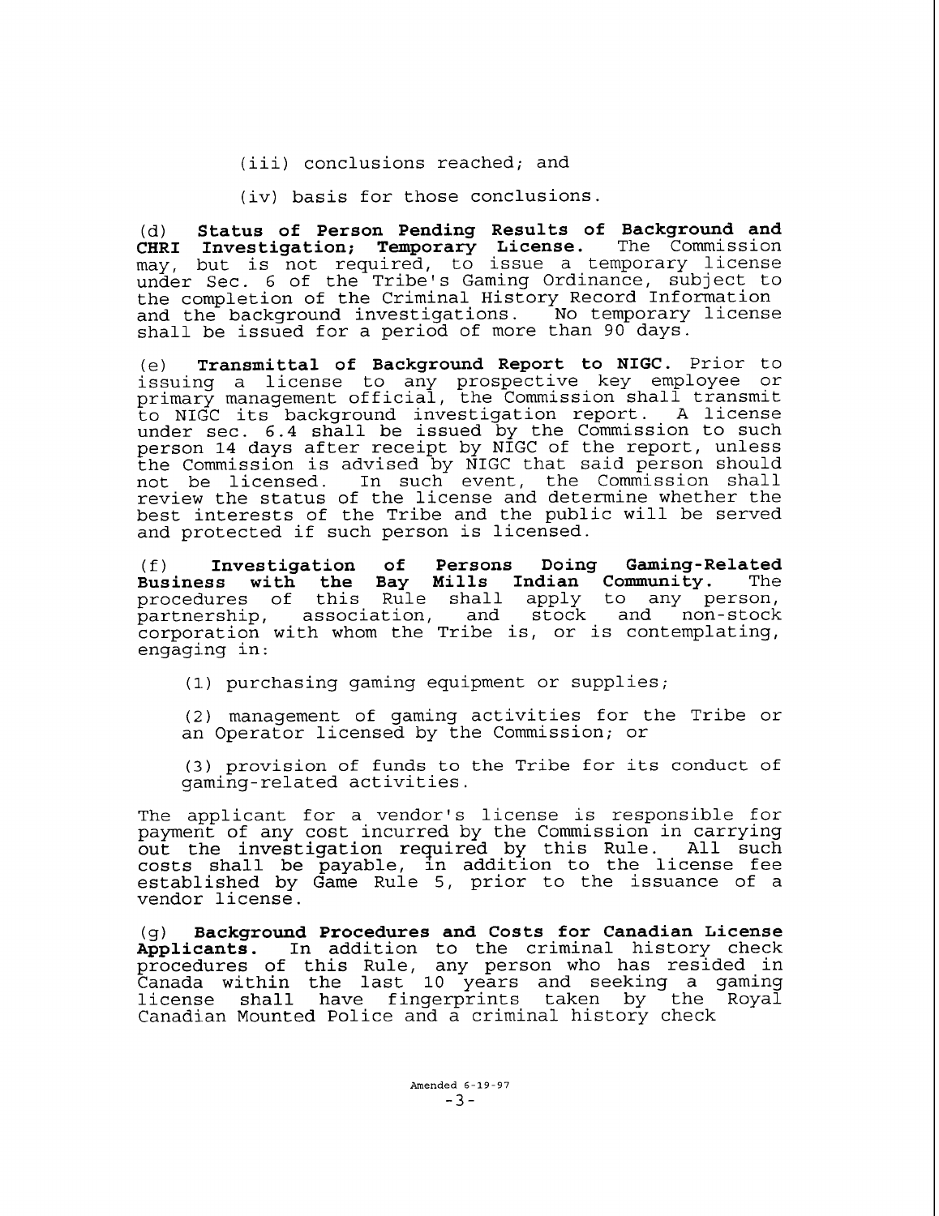(iii) conclusions reached; and

(iv) basis for those conclusions.

(d) **Status of Person Pending Results of Background and CHRI Investigation; Temporary License.** The Commission may, but is not required, to issue a temporary license under Sec. 6 of the Tribe's Gaming Ordinance, subject to the completion of the Criminal History Record Information and the background investigations. No temporary license shall be issued for a period of more than 90 days.

(e) **Transmittal of Background Report to NIGC.** Prior to issuing a license to any prospective key employee or primary management official, the Commission shall transmit to NIGC its background investigation report. A license under sec. 6.4 shall be issued by the Commission to such person 14 days after receipt by NIGC of the report, unless the Commission is advised by NIGC that said person should not be licensed. In such event, the Commission shall review the status of the license and determine whether the best interests of the Tribe and the public will be served and protected if such person is licensed.

(f) **Investigation of Persons Doing Gaming-Related Business with the Bay Mills Indian Community.** The procedures of this Rule shall apply to any person, partnership, association, and stock and non-stock corporation with whom the Tribe is, or is contemplating, engaging in:

(1) purchasing gaming equipment or supplies;

(2) management of gaming activities for the Tribe or an Operator licensed by the Commission; or

(3) provision of funds to the Tribe for its conduct of gaming-related activities.

The applicant for a vendor's license is responsible for payment of any cost incurred by the Commission in carrying out the investigation required by this Rule. All such costs shall be payable, in addition to the license fee established by Game Rule 5, prior to the issuance of a vendor license.

(g) **Background Procedures and Costs for Canadian License Applicants.** In addition to the criminal history check procedures of this Rule, any person who has resided in Canada within the last 10 years and seeking a gaming license shall have fingerprints taken by the Royal Canadian Mounted Police and a criminal history check

Amended 6-19-97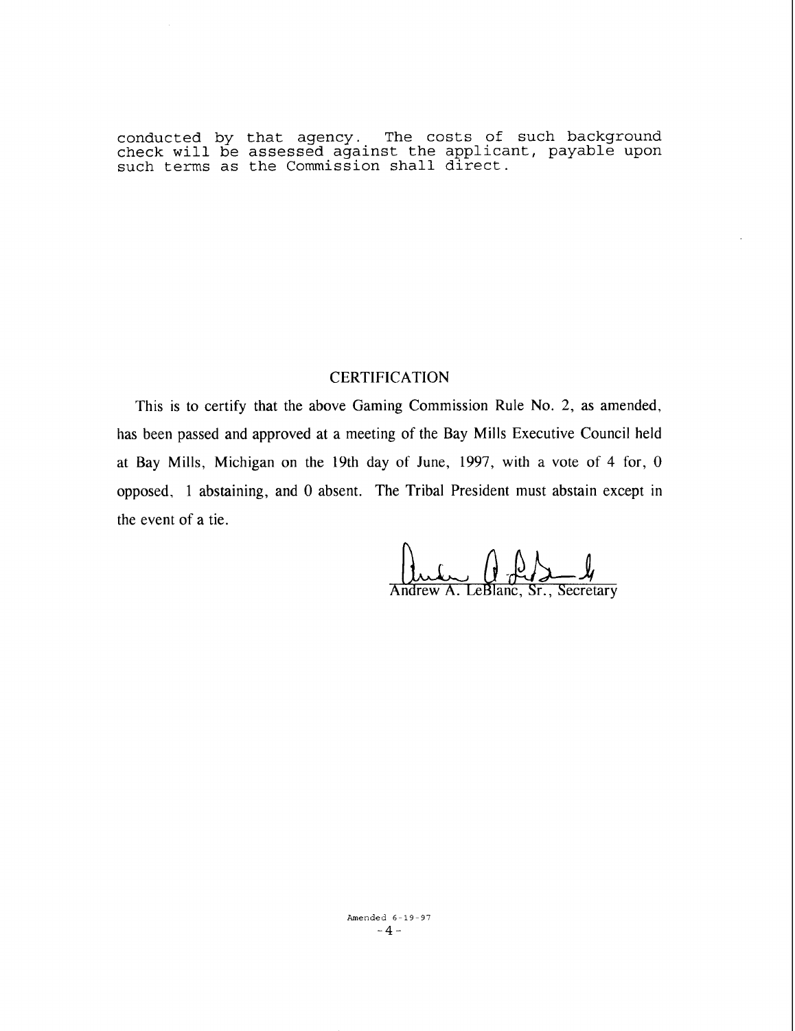conducted by that agency. The costs of such background check will be assessed against the applicant, payable upon such terms as the Commission shall direct.

## CERTIFICATION

This is to certify that the above Gaming Commission Rule No. 2, as amended, has been passed and approved at a meeting of the Bay Mills Executive Council held at Bay Mills, Michigan on the 19th day of June, 1997, with a vote of 4 for, 0 opposed, 1 abstaining, and 0 absent. The Tribal President must abstain except in the event of a tie.

Andrew A. LeBlanc, Sr., Secretary

Amended 6-19-97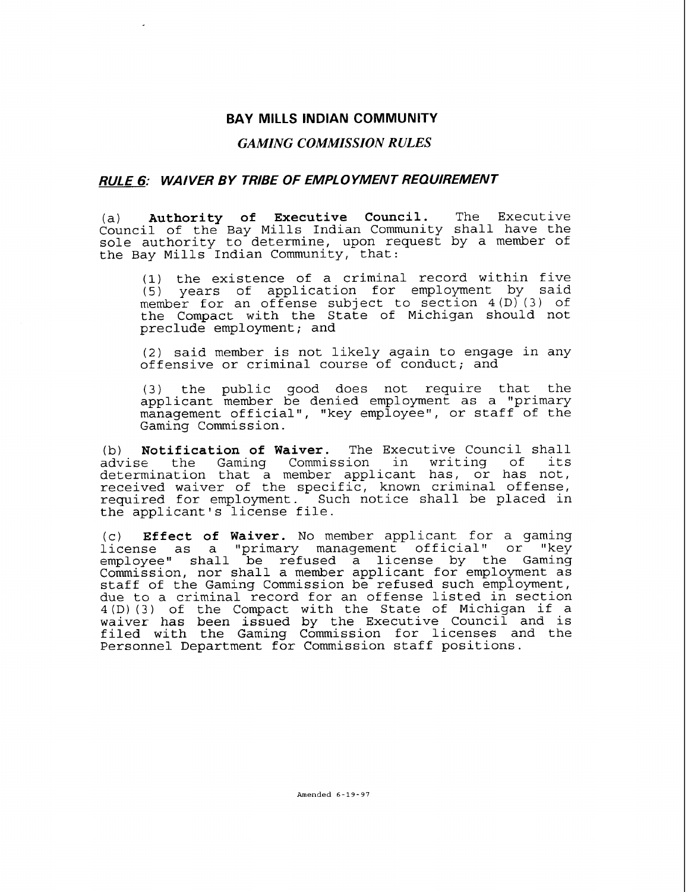# BAY MILLS INDIAN COMMUNITY

## *GAMING COMMISSION RULES*

### ***RULE 6: WAIVER BY TRIBE OF EMPLOYMENT REQUIREMENT***

(a) **Authority of Executive Council.** The Executive Council of the Bay Mills Indian Community shall have the sole authority to determine, upon request by a member of the Bay Mills Indian Community, that:

(1) the existence of a criminal record within five (5) years of application for employment by said member for an offense subject to section 4(D)(3) of the Compact with the State of Michigan should not preclude employment; and

(2) said member is not likely again to engage in any offensive or criminal course of conduct; and

(3) the public good does not require that the applicant member be denied employment as a "primary management official", "key employee", or staff of the Gaming Commission.

(b) **Notification of Waiver.** The Executive Council shall advise the Gaming Commission in writing of its determination that a member applicant has, or has not, received waiver of the specific, known criminal offense, required for employment. Such notice shall be placed in the applicant's license file.

(c) **Effect of Waiver.** No member applicant for a gaming license as a "primary management official" or "key employee" shall be refused a license by the Gaming Commission, nor shall a member applicant for employment as staff of the Gaming Commission be refused such employment, due to a criminal record for an offense listed in section 4(D)(3) of the Compact with the State of Michigan if a waiver has been issued by the Executive Council and is filed with the Gaming Commission for licenses and the Personnel Department for Commission staff positions.

Amended 6-19-97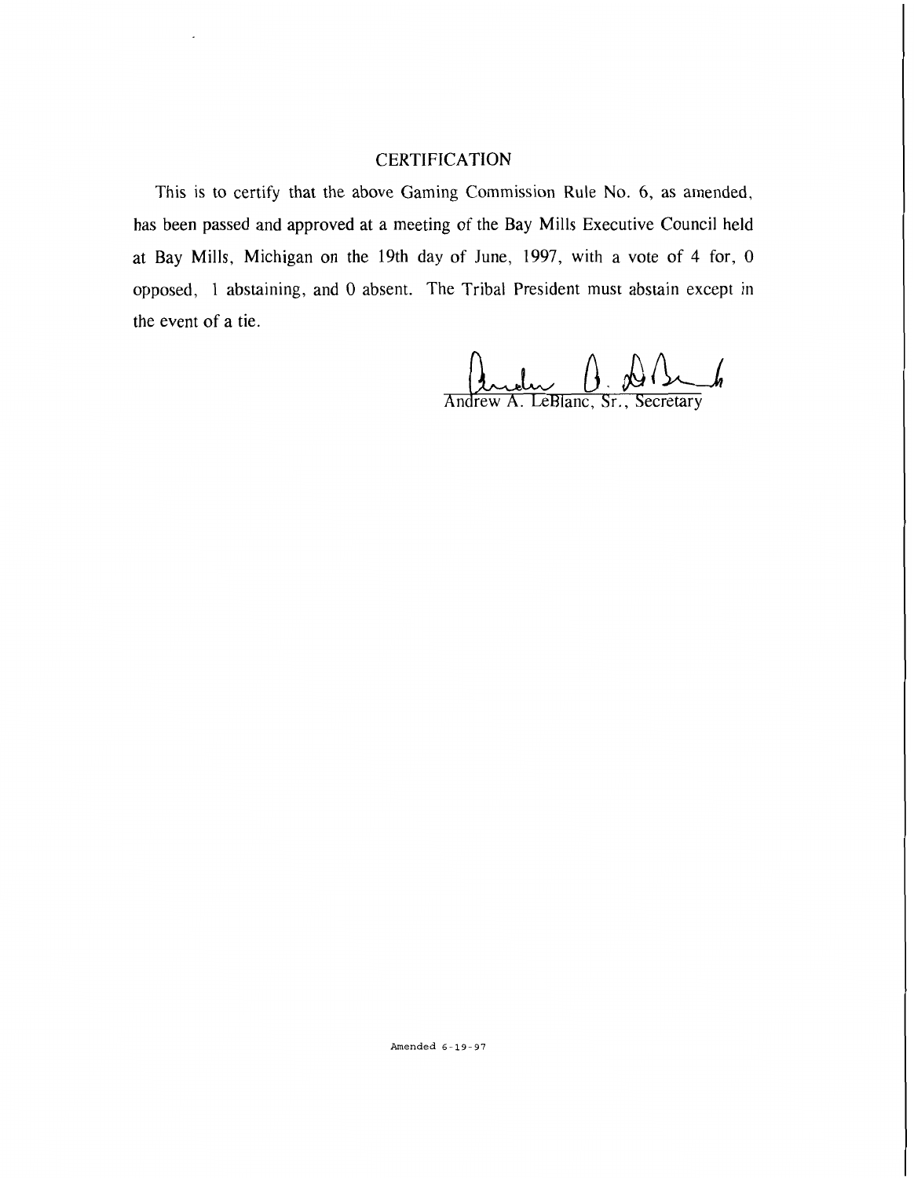## CERTIFICATION

This is to certify that the above Gaming Commission Rule No. 6, as amended, has been passed and approved at a meeting of the Bay Mills Executive Council held at Bay Mills, Michigan on the 19th day of June, 1997, with a vote of 4 for, 0 opposed, 1 abstaining, and 0 absent. The Tribal President must abstain except in the event of a tie.

Andrew A. LeBlanc, Sr., Secretary

Amended 6-19-97